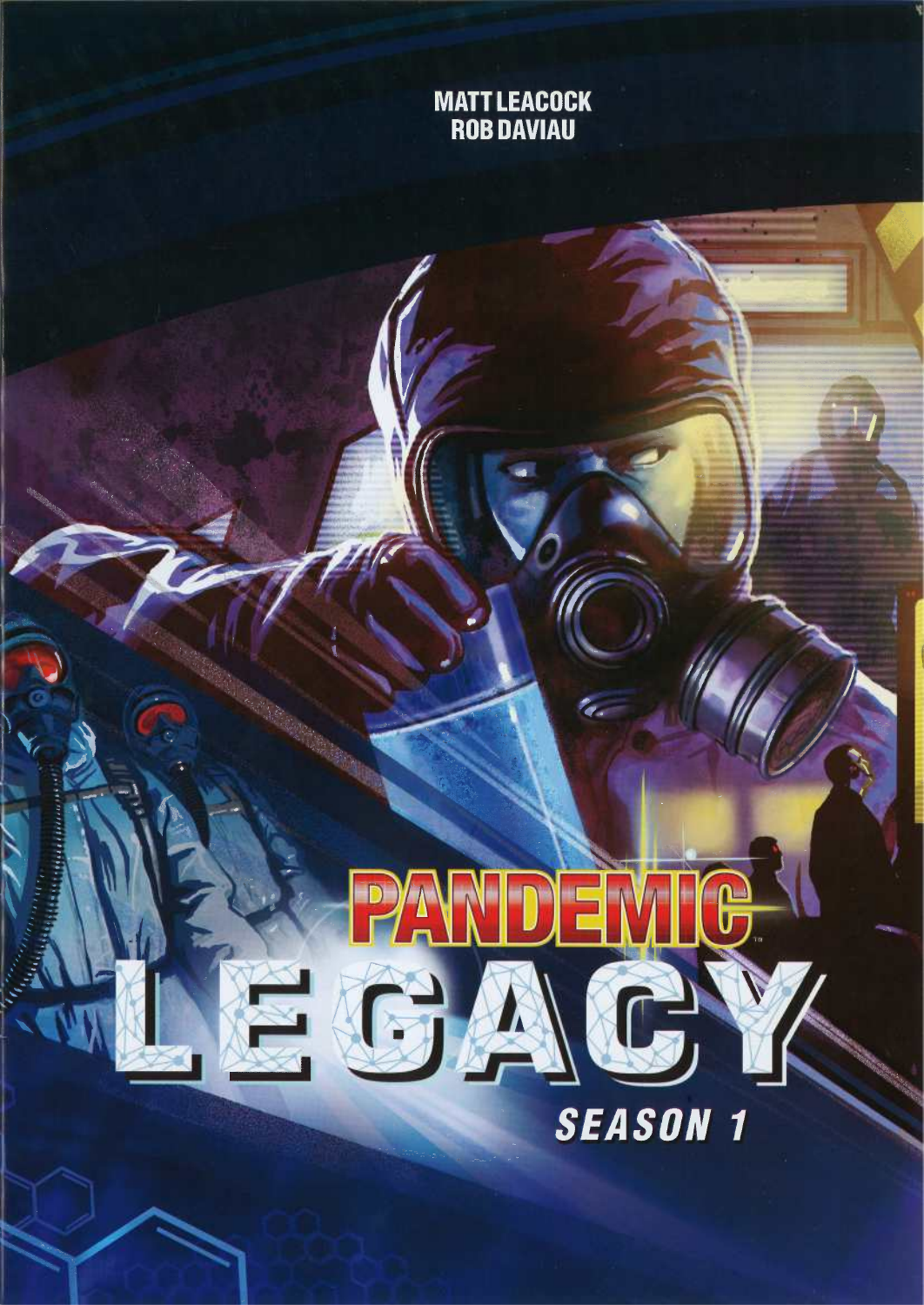MATT LEACOCK
ROB DAVIAU

# PANDEMIC LEGACY

## SEASON 1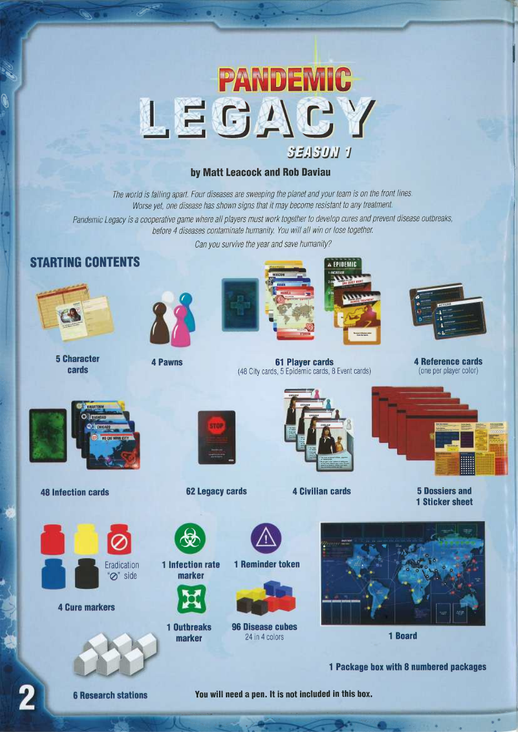# PANDEMIC LEGACY

## SEASON 1

**by Matt Leacock and Rob Daviau**

*The world is falling apart. Four diseases are sweeping the planet and your team is on the front lines. Worse yet, one disease has shown signs that it may become resistant to any treatment.*

*Pandemic Legacy is a cooperative game where all players must work together to develop cures and prevent disease outbreaks, before 4 diseases contaminate humanity. You will all win or lose together.*

*Can you survive the year and save humanity?*

## STARTING CONTENTS

**5 Character cards**

**4 Pawns**

**61 Player cards**
(48 City cards, 5 Epidemic cards, 8 Event cards)

**4 Reference cards**
(one per player color)

**48 Infection cards**

**62 Legacy cards**

**4 Civilian cards**

**5 Dossiers and 1 Sticker sheet**

**4 Cure markers**

Eradication "⊘" side

**1 Infection rate marker**

**1 Reminder token**

**1 Outbreaks marker**

**96 Disease cubes**
24 in 4 colors

**1 Board**

**1 Package box with 8 numbered packages**

**6 Research stations**

**You will need a pen. It is not included in this box.**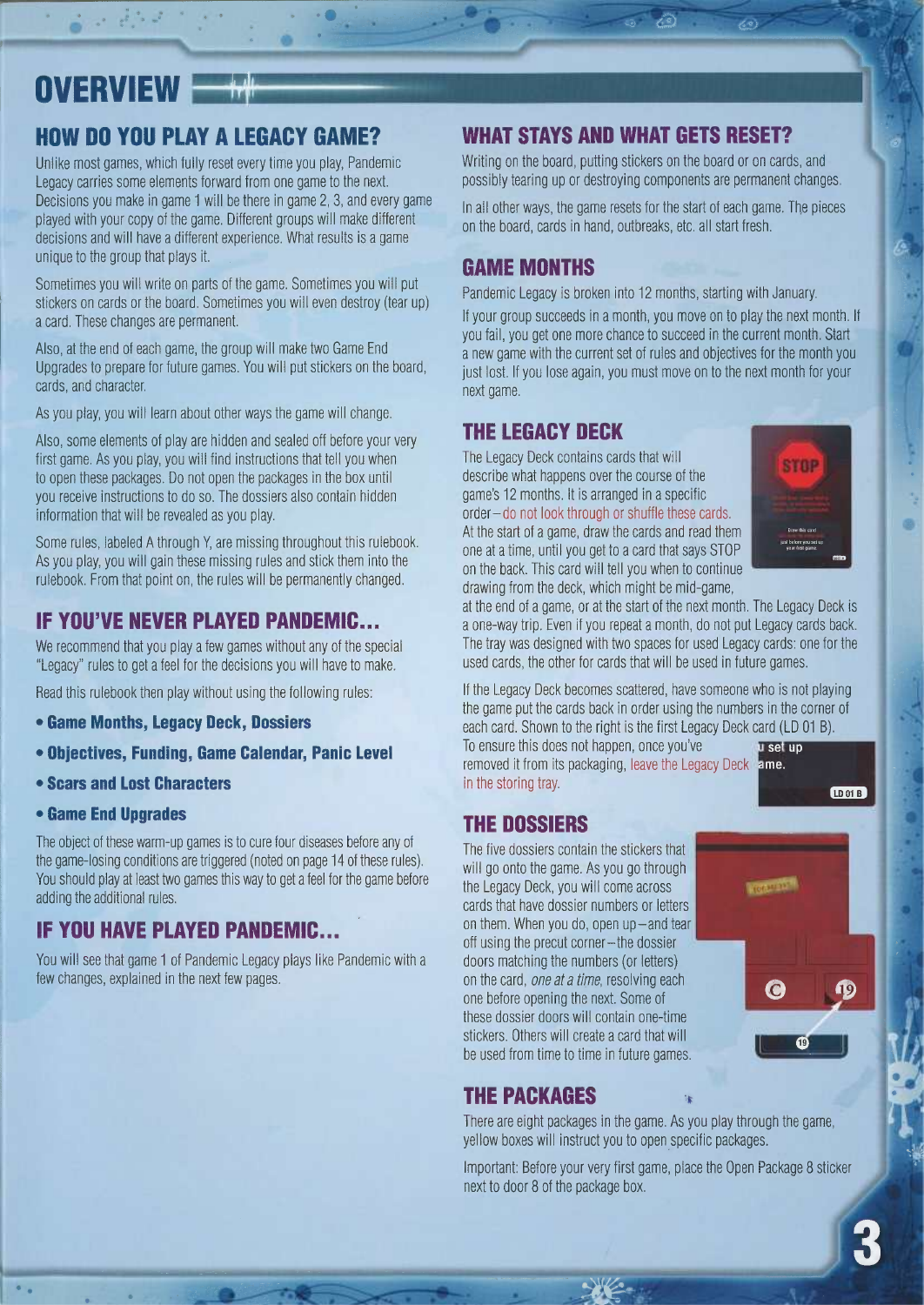# OVERVIEW

## HOW DO YOU PLAY A LEGACY GAME?

Unlike most games, which fully reset every time you play, Pandemic Legacy carries some elements forward from one game to the next. Decisions you make in game 1 will be there in game 2, 3, and every game played with your copy of the game. Different groups will make different decisions and will have a different experience. What results is a game unique to the group that plays it.

Sometimes you will write on parts of the game. Sometimes you will put stickers on cards or the board. Sometimes you will even destroy (tear up) a card. These changes are permanent.

Also, at the end of each game, the group will make two Game End Upgrades to prepare for future games. You will put stickers on the board, cards, and character.

As you play, you will learn about other ways the game will change.

Also, some elements of play are hidden and sealed off before your very first game. As you play, you will find instructions that tell you when to open these packages. Do not open the packages in the box until you receive instructions to do so. The dossiers also contain hidden information that will be revealed as you play.

Some rules, labeled A through Y, are missing throughout this rulebook. As you play, you will gain these missing rules and stick them into the rulebook. From that point on, the rules will be permanently changed.

## IF YOU'VE NEVER PLAYED PANDEMIC...

We recommend that you play a few games without any of the special "Legacy" rules to get a feel for the decisions you will have to make.

Read this rulebook then play without using the following rules:

- **Game Months, Legacy Deck, Dossiers**
- **Objectives, Funding, Game Calendar, Panic Level**
- **Scars and Lost Characters**
- **Game End Upgrades**

The object of these warm-up games is to cure four diseases before any of the game-losing conditions are triggered (noted on page 14 of these rules). You should play at least two games this way to get a feel for the game before adding the additional rules.

## IF YOU HAVE PLAYED PANDEMIC...

You will see that game 1 of Pandemic Legacy plays like Pandemic with a few changes, explained in the next few pages.

## WHAT STAYS AND WHAT GETS RESET?

Writing on the board, putting stickers on the board or on cards, and possibly tearing up or destroying components are permanent changes.

In all other ways, the game resets for the start of each game. The pieces on the board, cards in hand, outbreaks, etc. all start fresh.

## GAME MONTHS

Pandemic Legacy is broken into 12 months, starting with January.

If your group succeeds in a month, you move on to play the next month. If you fail, you get one more chance to succeed in the current month. Start a new game with the current set of rules and objectives for the month you just lost. If you lose again, you must move on to the next month for your next game.

## THE LEGACY DECK

The Legacy Deck contains cards that will describe what happens over the course of the game's 12 months. It is arranged in a specific order—do not look through or shuffle these cards. At the start of a game, draw the cards and read them one at a time, until you get to a card that says STOP on the back. This card will tell you when to continue drawing from the deck, which might be mid-game, at the end of a game, or at the start of the next month. The Legacy Deck is a one-way trip. Even if you repeat a month, do not put Legacy cards back. The tray was designed with two spaces for used Legacy cards: one for the used cards, the other for cards that will be used in future games.

If the Legacy Deck becomes scattered, have someone who is not playing the game put the cards back in order using the numbers in the corner of each card. Shown to the right is the first Legacy Deck card (LD 01 B). To ensure this does not happen, once you've removed it from its packaging, leave the Legacy Deck in the storing tray.

## THE DOSSIERS

The five dossiers contain the stickers that will go onto the game. As you go through the Legacy Deck, you will come across cards that have dossier numbers or letters on them. When you do, open up—and tear off using the precut corner—the dossier doors matching the numbers (or letters) on the card, *one at a time*, resolving each one before opening the next. Some of these dossier doors will contain one-time stickers. Others will create a card that will be used from time to time in future games.

## THE PACKAGES

There are eight packages in the game. As you play through the game, yellow boxes will instruct you to open specific packages.

Important: Before your very first game, place the Open Package 8 sticker next to door 8 of the package box.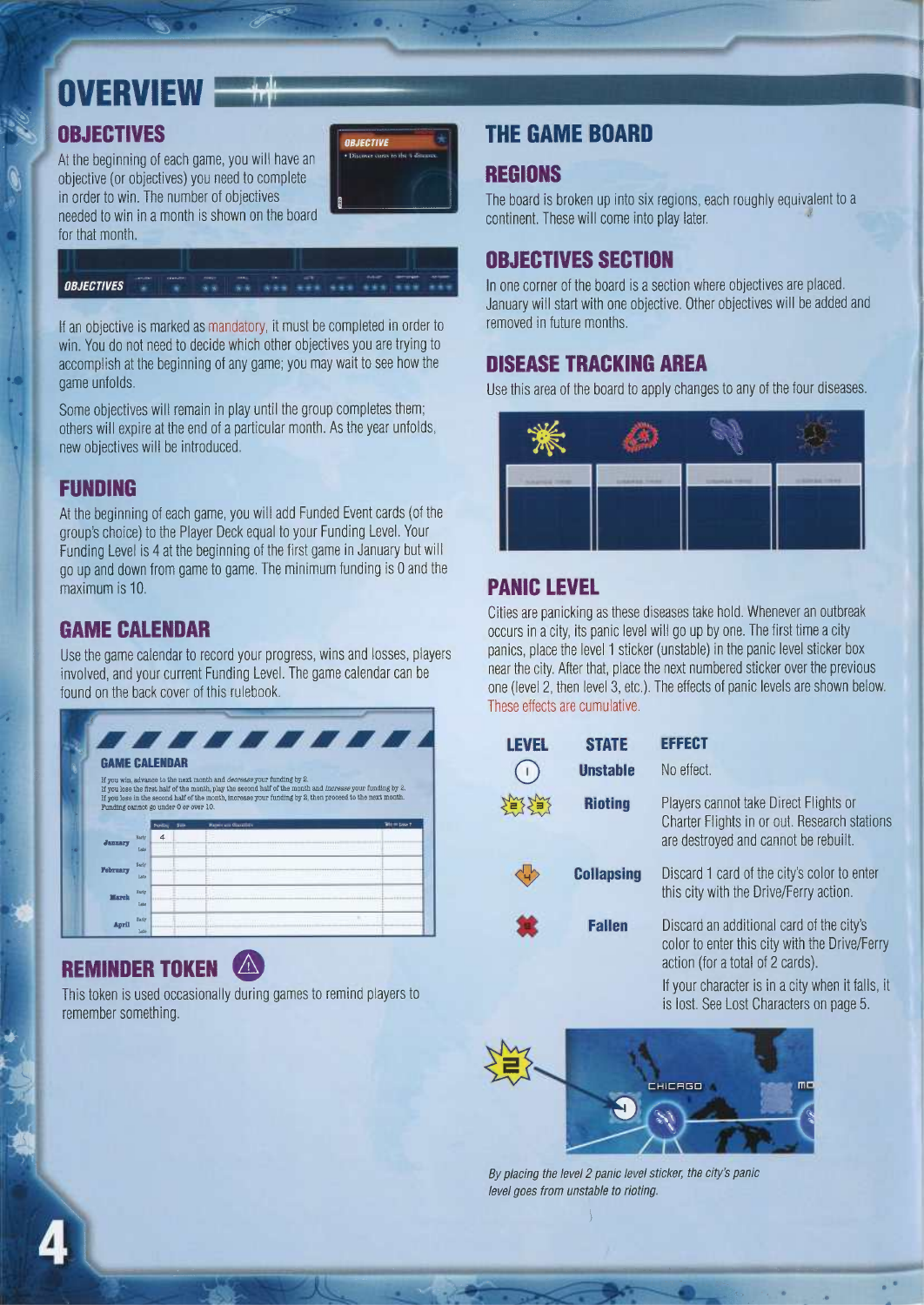# OVERVIEW

## OBJECTIVES

At the beginning of each game, you will have an objective (or objectives) you need to complete in order to win. The number of objectives needed to win in a month is shown on the board for that month.

If an objective is marked as mandatory, it must be completed in order to win. You do not need to decide which other objectives you are trying to accomplish at the beginning of any game; you may wait to see how the game unfolds.

Some objectives will remain in play until the group completes them; others will expire at the end of a particular month. As the year unfolds, new objectives will be introduced.

## FUNDING

At the beginning of each game, you will add Funded Event cards (of the group's choice) to the Player Deck equal to your Funding Level. Your Funding Level is 4 at the beginning of the first game in January but will go up and down from game to game. The minimum funding is 0 and the maximum is 10.

## GAME CALENDAR

Use the game calendar to record your progress, wins and losses, players involved, and your current Funding Level. The game calendar can be found on the back cover of this rulebook.

## REMINDER TOKEN

This token is used occasionally during games to remind players to remember something.

## THE GAME BOARD

### REGIONS

The board is broken up into six regions, each roughly equivalent to a continent. These will come into play later.

### OBJECTIVES SECTION

In one corner of the board is a section where objectives are placed. January will start with one objective. Other objectives will be added and removed in future months.

### DISEASE TRACKING AREA

Use this area of the board to apply changes to any of the four diseases.

### PANIC LEVEL

Cities are panicking as these diseases take hold. Whenever an outbreak occurs in a city, its panic level will go up by one. The first time a city panics, place the level 1 sticker (unstable) in the panic level sticker box near the city. After that, place the next numbered sticker over the previous one (level 2, then level 3, etc.). The effects of panic levels are shown below. These effects are cumulative.

| LEVEL | STATE | EFFECT |
|---|---|---|
| 1 | Unstable | No effect. |
| 2, 3 | Rioting | Players cannot take Direct Flights or Charter Flights in or out. Research stations are destroyed and cannot be rebuilt. |
| 4 | Collapsing | Discard 1 card of the city's color to enter this city with the Drive/Ferry action. |
| 5 | Fallen | Discard an additional card of the city's color to enter this city with the Drive/Ferry action (for a total of 2 cards).<br>If your character is in a city when it falls, it is lost. See Lost Characters on page 5. |

*By placing the level 2 panic level sticker, the city's panic level goes from unstable to rioting.*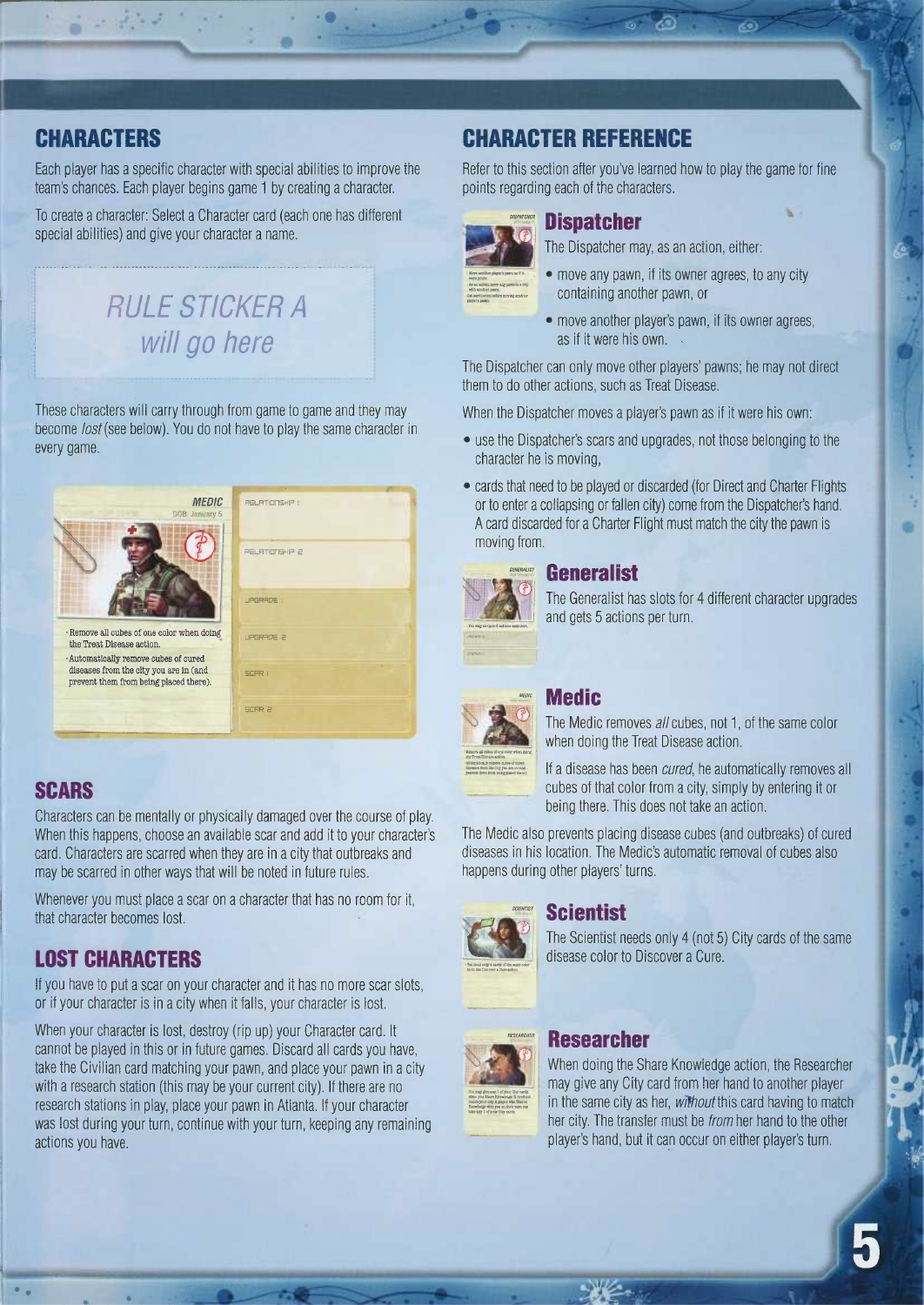## CHARACTERS

Each player has a specific character with special abilities to improve the team's chances. Each player begins game 1 by creating a character.

To create a character: Select a Character card (each one has different special abilities) and give your character a name.

*RULE STICKER A will go here*

These characters will carry through from game to game and they may become *lost* (see below). You do not have to play the same character in every game.

MEDIC
DOB: January 5

- Remove all cubes of one color when doing the Treat Disease action.
- Automatically remove cubes of cured diseases from the city you are in (and prevent them from being placed there).

RELATIONSHIP 1
RELATIONSHIP 2
UPGRADE 1
UPGRADE 2
SCAR 1
SCAR 2

## SCARS

Characters can be mentally or physically damaged over the course of play. When this happens, choose an available scar and add it to your character's card. Characters are scarred when they are in a city that outbreaks and may be scarred in other ways that will be noted in future rules.

Whenever you must place a scar on a character that has no room for it, that character becomes lost.

## LOST CHARACTERS

If you have to put a scar on your character and it has no more scar slots, or if your character is in a city when it falls, your character is lost.

When your character is lost, destroy (rip up) your Character card. It cannot be played in this or in future games. Discard all cards you have, take the Civilian card matching your pawn, and place your pawn in a city with a research station (this may be your current city). If there are no research stations in play, place your pawn in Atlanta. If your character was lost during your turn, continue with your turn, keeping any remaining actions you have.

## CHARACTER REFERENCE

Refer to this section after you've learned how to play the game for fine points regarding each of the characters.

### Dispatcher

The Dispatcher may, as an action, either:

- move any pawn, if its owner agrees, to any city containing another pawn, or
- move another player's pawn, if its owner agrees, as if it were his own.

The Dispatcher can only move other players' pawns; he may not direct them to do other actions, such as Treat Disease.

When the Dispatcher moves a player's pawn as if it were his own:

- use the Dispatcher's scars and upgrades, not those belonging to the character he is moving,
- cards that need to be played or discarded (for Direct and Charter Flights or to enter a collapsing or fallen city) come from the Dispatcher's hand. A card discarded for a Charter Flight must match the city the pawn is moving from.

### Generalist

The Generalist has slots for 4 different character upgrades and gets 5 actions per turn.

### Medic

The Medic removes *all* cubes, not 1, of the same color when doing the Treat Disease action.

If a disease has been *cured*, he automatically removes all cubes of that color from a city, simply by entering it or being there. This does not take an action.

The Medic also prevents placing disease cubes (and outbreaks) of cured diseases in his location. The Medic's automatic removal of cubes also happens during other players' turns.

### Scientist

The Scientist needs only 4 (not 5) City cards of the same disease color to Discover a Cure.

### Researcher

When doing the Share Knowledge action, the Researcher may give any City card from her hand to another player in the same city as her, *without* this card having to match her city. The transfer must be *from* her hand to the other player's hand, but it can occur on either player's turn.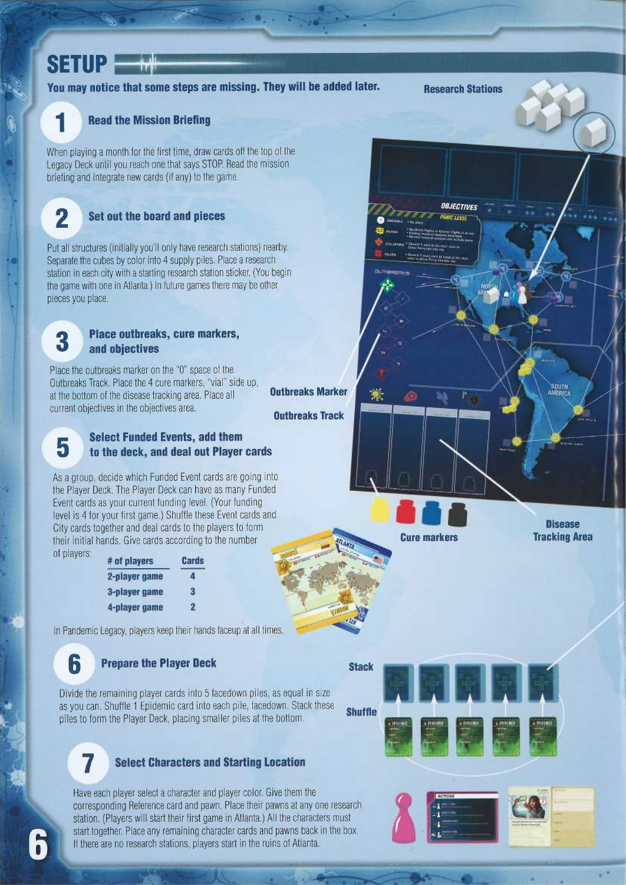# SETUP

**You may notice that some steps are missing. They will be added later.**

## 1 Read the Mission Briefing

When playing a month for the first time, draw cards off the top of the Legacy Deck until you reach one that says STOP. Read the mission briefing and integrate new cards (if any) to the game.

## 2 Set out the board and pieces

Put all structures (initially you'll only have research stations) nearby. Separate the cubes by color into 4 supply piles. Place a research station in each city with a starting research station sticker. (You begin the game with one in Atlanta.) In future games there may be other pieces you place.

## 3 Place outbreaks, cure markers, and objectives

Place the outbreaks marker on the "0" space of the Outbreaks Track. Place the 4 cure markers, "vial" side up, at the bottom of the disease tracking area. Place all current objectives in the objectives area.

## 5 Select Funded Events, add them to the deck, and deal out Player cards

As a group, decide which Funded Event cards are going into the Player Deck. The Player Deck can have as many Funded Event cards as your current funding level. (Your funding level is 4 for your first game.) Shuffle these Event cards and City cards together and deal cards to the players to form their initial hands. Give cards according to the number of players:

| # of players | Cards |
|---|---|
| 2-player game | 4 |
| 3-player game | 3 |
| 4-player game | 2 |

In Pandemic Legacy, players keep their hands faceup at all times.

## 6 Prepare the Player Deck

Divide the remaining player cards into 5 facedown piles, as equal in size as you can. Shuffle 1 Epidemic card into each pile, facedown. Stack these piles to form the Player Deck, placing smaller piles at the bottom.

## 7 Select Characters and Starting Location

Have each player select a character and player color. Give them the corresponding Reference card and pawn. Place their pawns at any one research station. (Players will start their first game in Atlanta.) All the characters must start together. Place any remaining character cards and pawns back in the box. If there are no research stations, players start in the ruins of Atlanta.

Research Stations

Outbreaks Marker

Outbreaks Track

Cure markers

Disease Tracking Area

Stack

Shuffle